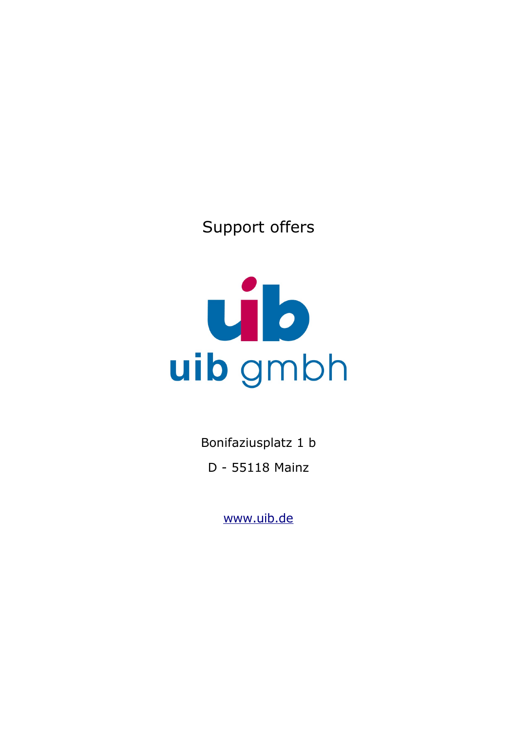# Support offers

uib gmbh

Bonifaziusplatz 1 b

D - 55118 Mainz

www.uib.de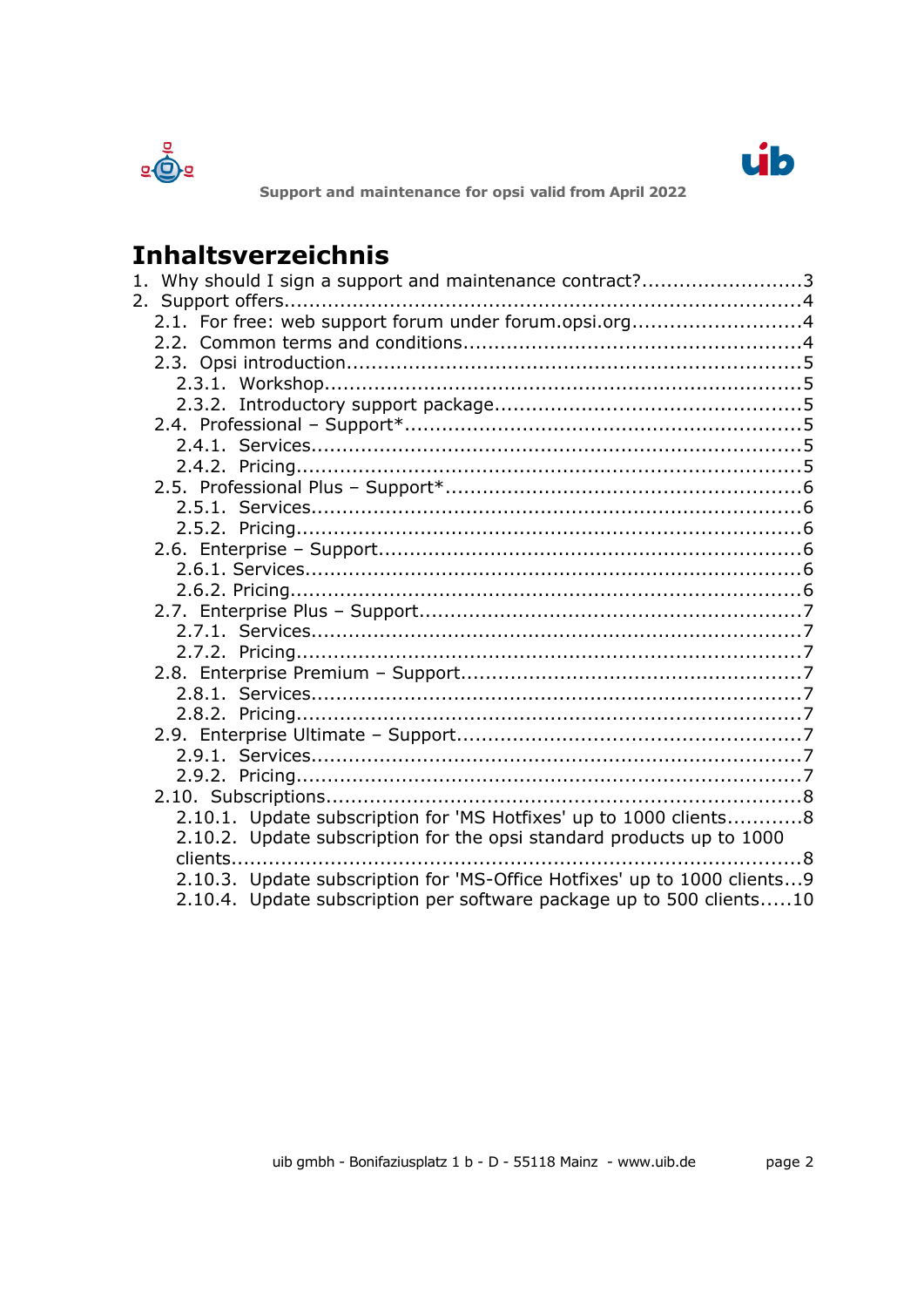# Inhaltsverzeichnis

1. Why should I sign a support and maintenance contract?..........................3
2. Support offers...........................................................................................4
   - 2.1. For free: web support forum under forum.opsi.org...........................4
   - 2.2. Common terms and conditions.......................................................4
   - 2.3. Opsi introduction..........................................................................5
     - 2.3.1. Workshop.................................................................................5
     - 2.3.2. Introductory support package......................................................5
   - 2.4. Professional – Support*.................................................................5
     - 2.4.1. Services...................................................................................5
     - 2.4.2. Pricing......................................................................................5
   - 2.5. Professional Plus – Support*...........................................................6
     - 2.5.1. Services...................................................................................6
     - 2.5.2. Pricing......................................................................................6
   - 2.6. Enterprise – Support......................................................................6
     - 2.6.1. Services...................................................................................6
     - 2.6.2. Pricing......................................................................................6
   - 2.7. Enterprise Plus – Support...............................................................7
     - 2.7.1. Services...................................................................................7
     - 2.7.2. Pricing......................................................................................7
   - 2.8. Enterprise Premium – Support........................................................7
     - 2.8.1. Services...................................................................................7
     - 2.8.2. Pricing......................................................................................7
   - 2.9. Enterprise Ultimate – Support.........................................................7
     - 2.9.1. Services...................................................................................7
     - 2.9.2. Pricing......................................................................................7
   - 2.10. Subscriptions..............................................................................8
     - 2.10.1. Update subscription for 'MS Hotfixes' up to 1000 clients............8
     - 2.10.2. Update subscription for the opsi standard products up to 1000 clients..........8
     - 2.10.3. Update subscription for 'MS-Office Hotfixes' up to 1000 clients...9
     - 2.10.4. Update subscription per software package up to 500 clients.....10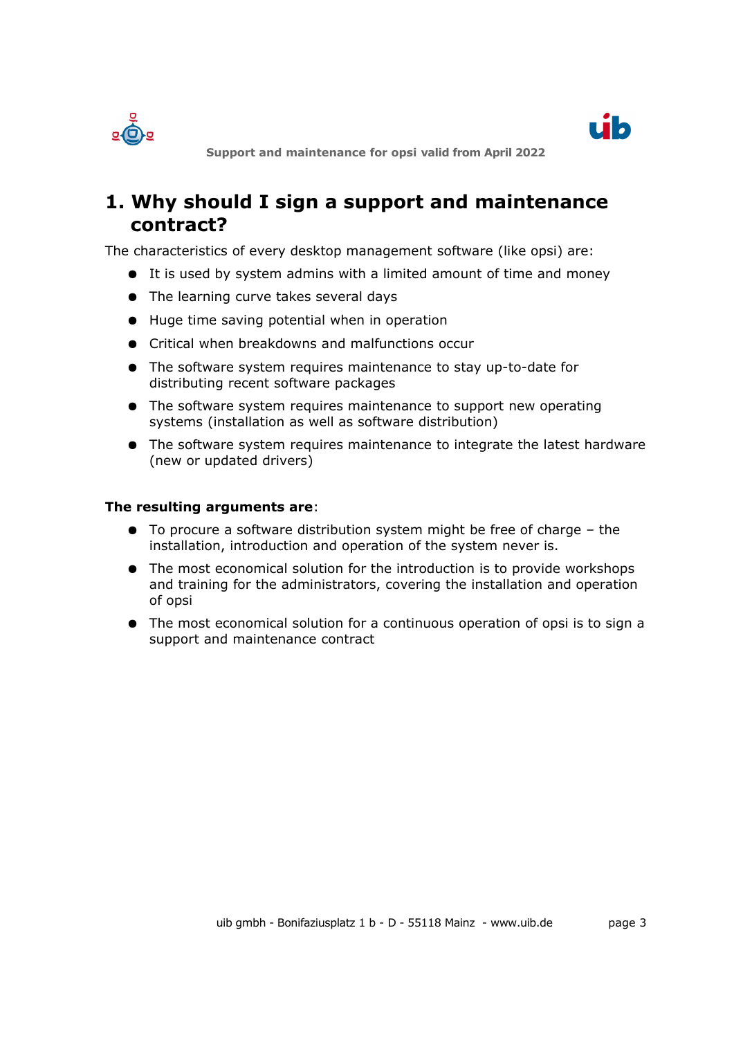# 1. Why should I sign a support and maintenance contract?

The characteristics of every desktop management software (like opsi) are:

- It is used by system admins with a limited amount of time and money
- The learning curve takes several days
- Huge time saving potential when in operation
- Critical when breakdowns and malfunctions occur
- The software system requires maintenance to stay up-to-date for distributing recent software packages
- The software system requires maintenance to support new operating systems (installation as well as software distribution)
- The software system requires maintenance to integrate the latest hardware (new or updated drivers)

**The resulting arguments are**:

- To procure a software distribution system might be free of charge – the installation, introduction and operation of the system never is.
- The most economical solution for the introduction is to provide workshops and training for the administrators, covering the installation and operation of opsi
- The most economical solution for a continuous operation of opsi is to sign a support and maintenance contract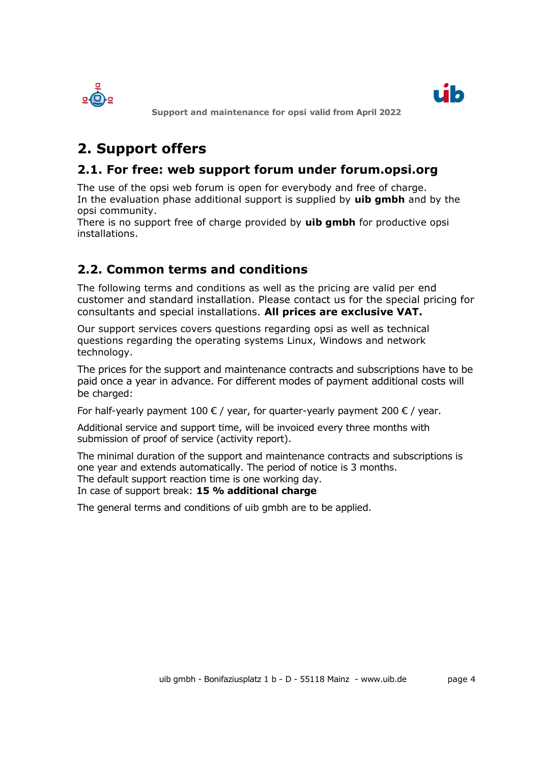# 2. Support offers

## 2.1. For free: web support forum under forum.opsi.org

The use of the opsi web forum is open for everybody and free of charge.
In the evaluation phase additional support is supplied by **uib gmbh** and by the opsi community.
There is no support free of charge provided by **uib gmbh** for productive opsi installations.

## 2.2. Common terms and conditions

The following terms and conditions as well as the pricing are valid per end customer and standard installation. Please contact us for the special pricing for consultants and special installations. **All prices are exclusive VAT.**

Our support services covers questions regarding opsi as well as technical questions regarding the operating systems Linux, Windows and network technology.

The prices for the support and maintenance contracts and subscriptions have to be paid once a year in advance. For different modes of payment additional costs will be charged:

For half-yearly payment 100 € / year, for quarter-yearly payment 200 € / year.

Additional service and support time, will be invoiced every three months with submission of proof of service (activity report).

The minimal duration of the support and maintenance contracts and subscriptions is one year and extends automatically. The period of notice is 3 months.
The default support reaction time is one working day.
In case of support break: **15 % additional charge**

The general terms and conditions of uib gmbh are to be applied.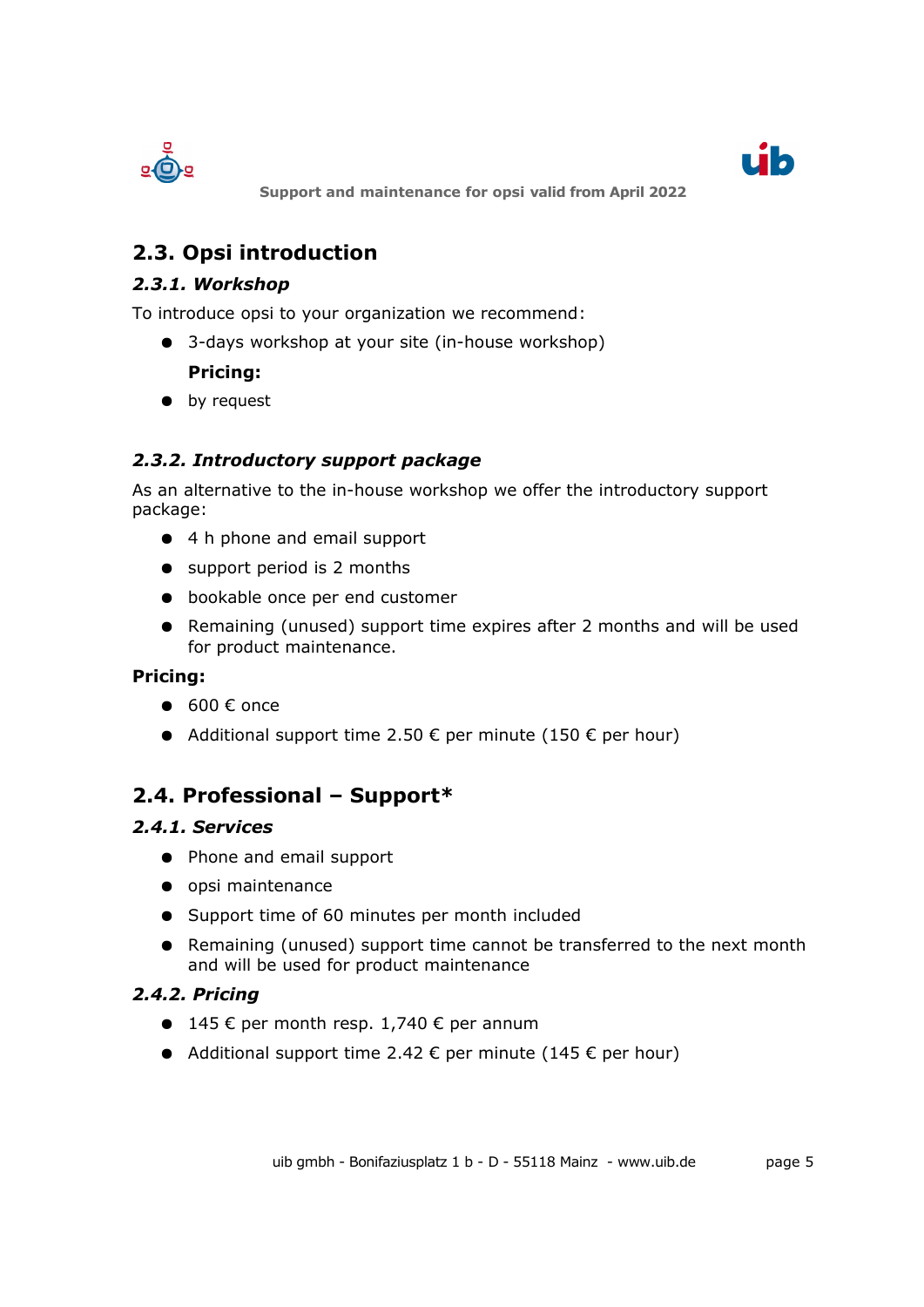## 2.3. Opsi introduction

### *2.3.1. Workshop*

To introduce opsi to your organization we recommend:

- 3-days workshop at your site (in-house workshop)

  **Pricing:**

- by request

### *2.3.2. Introductory support package*

As an alternative to the in-house workshop we offer the introductory support package:

- 4 h phone and email support
- support period is 2 months
- bookable once per end customer
- Remaining (unused) support time expires after 2 months and will be used for product maintenance.

**Pricing:**

- 600 € once
- Additional support time 2.50 € per minute (150 € per hour)

## 2.4. Professional – Support*

### *2.4.1. Services*

- Phone and email support
- opsi maintenance
- Support time of 60 minutes per month included
- Remaining (unused) support time cannot be transferred to the next month and will be used for product maintenance

### *2.4.2. Pricing*

- 145 € per month resp. 1,740 € per annum
- Additional support time 2.42 € per minute (145 € per hour)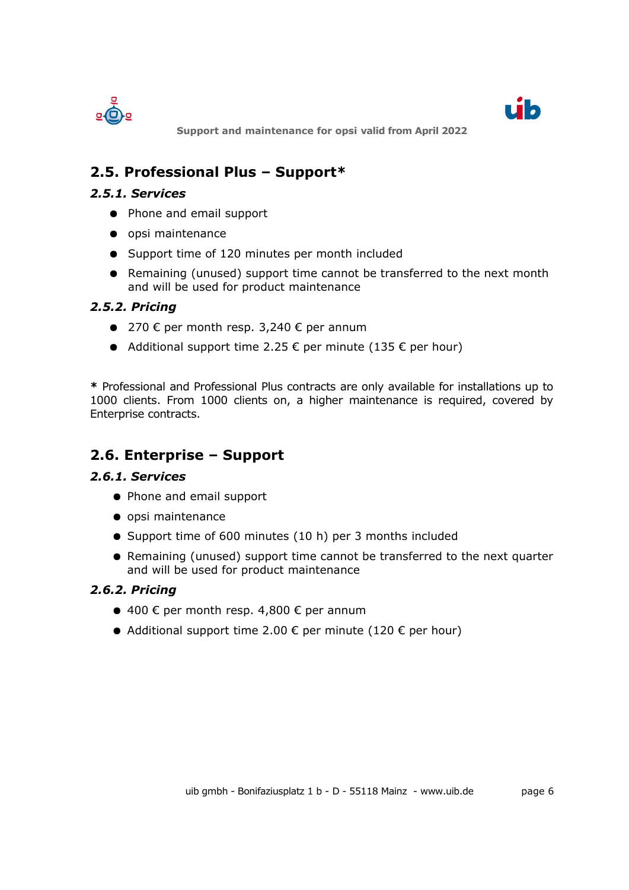## 2.5. Professional Plus – Support*

### *2.5.1. Services*

- Phone and email support
- opsi maintenance
- Support time of 120 minutes per month included
- Remaining (unused) support time cannot be transferred to the next month and will be used for product maintenance

### *2.5.2. Pricing*

- 270 € per month resp. 3,240 € per annum
- Additional support time 2.25 € per minute (135 € per hour)

**\*** Professional and Professional Plus contracts are only available for installations up to 1000 clients. From 1000 clients on, a higher maintenance is required, covered by Enterprise contracts.

## 2.6. Enterprise – Support

### *2.6.1. Services*

- Phone and email support
- opsi maintenance
- Support time of 600 minutes (10 h) per 3 months included
- Remaining (unused) support time cannot be transferred to the next quarter and will be used for product maintenance

### *2.6.2. Pricing*

- 400 € per month resp. 4,800 € per annum
- Additional support time 2.00 € per minute (120 € per hour)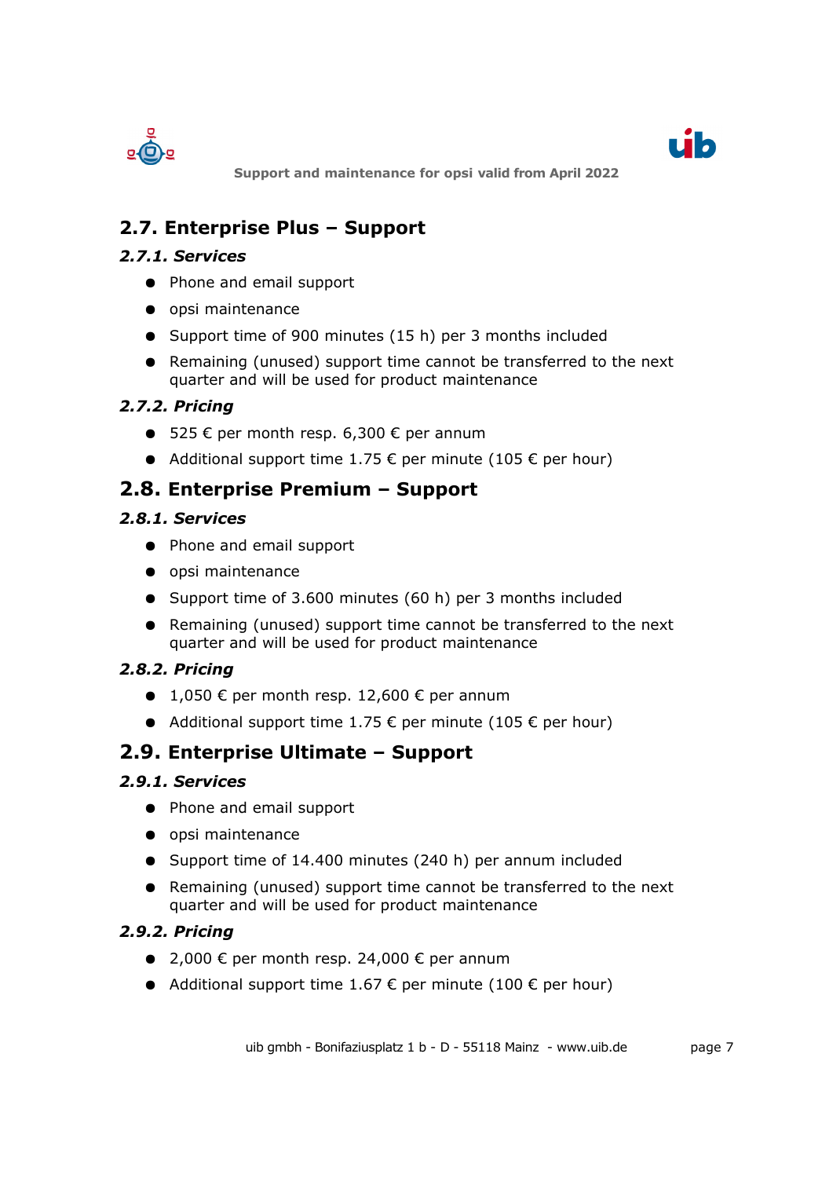## 2.7. Enterprise Plus – Support

### *2.7.1. Services*

- Phone and email support
- opsi maintenance
- Support time of 900 minutes (15 h) per 3 months included
- Remaining (unused) support time cannot be transferred to the next quarter and will be used for product maintenance

### *2.7.2. Pricing*

- 525 € per month resp. 6,300 € per annum
- Additional support time 1.75 € per minute (105 € per hour)

## 2.8. Enterprise Premium – Support

### *2.8.1. Services*

- Phone and email support
- opsi maintenance
- Support time of 3.600 minutes (60 h) per 3 months included
- Remaining (unused) support time cannot be transferred to the next quarter and will be used for product maintenance

### *2.8.2. Pricing*

- 1,050 € per month resp. 12,600 € per annum
- Additional support time 1.75 € per minute (105 € per hour)

## 2.9. Enterprise Ultimate – Support

### *2.9.1. Services*

- Phone and email support
- opsi maintenance
- Support time of 14.400 minutes (240 h) per annum included
- Remaining (unused) support time cannot be transferred to the next quarter and will be used for product maintenance

### *2.9.2. Pricing*

- 2,000 € per month resp. 24,000 € per annum
- Additional support time 1.67 € per minute (100 € per hour)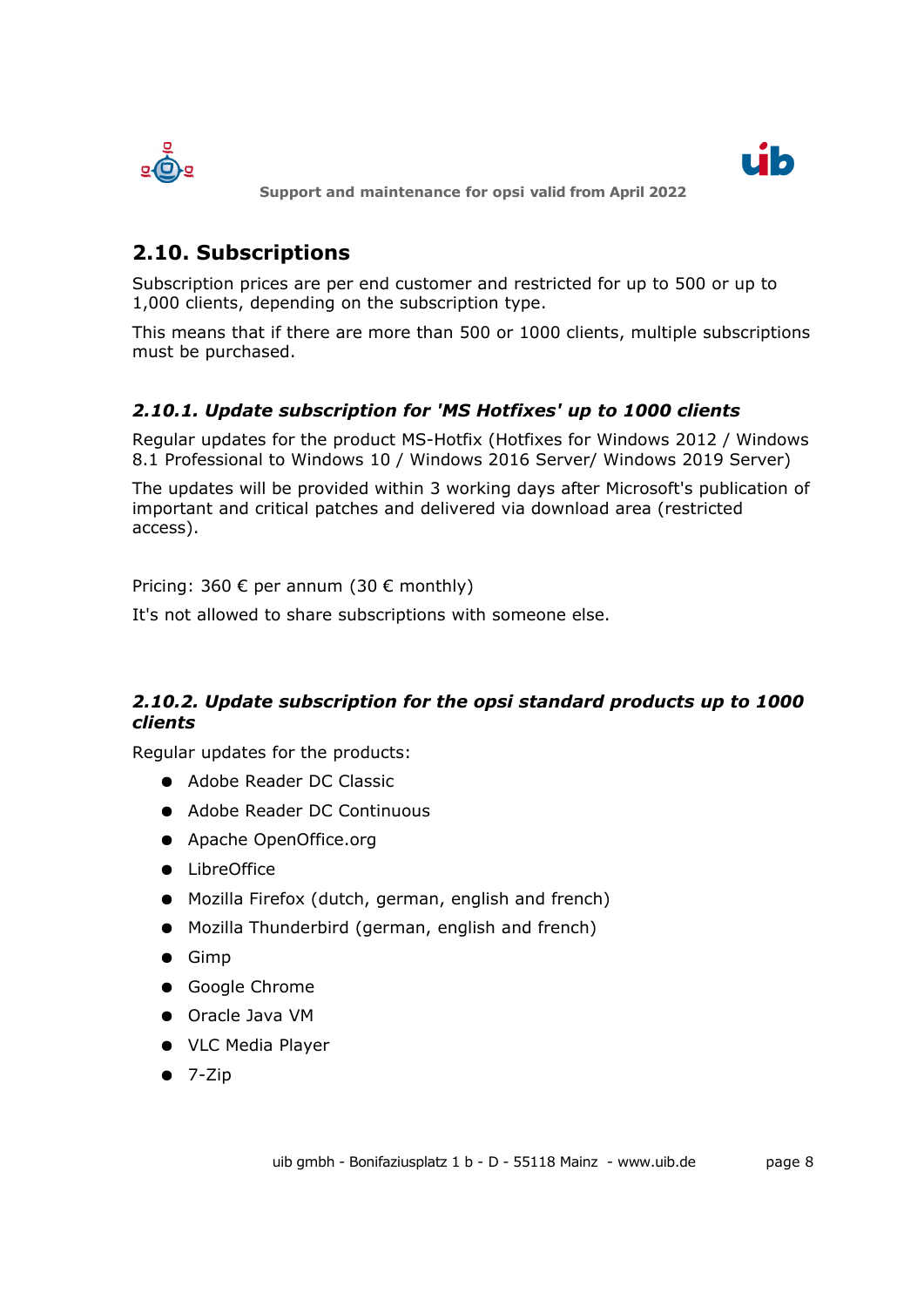## 2.10. Subscriptions

Subscription prices are per end customer and restricted for up to 500 or up to 1,000 clients, depending on the subscription type.

This means that if there are more than 500 or 1000 clients, multiple subscriptions must be purchased.

### *2.10.1. Update subscription for 'MS Hotfixes' up to 1000 clients*

Regular updates for the product MS-Hotfix (Hotfixes for Windows 2012 / Windows 8.1 Professional to Windows 10 / Windows 2016 Server/ Windows 2019 Server)

The updates will be provided within 3 working days after Microsoft's publication of important and critical patches and delivered via download area (restricted access).

Pricing: 360 € per annum (30 € monthly)

It's not allowed to share subscriptions with someone else.

### *2.10.2. Update subscription for the opsi standard products up to 1000 clients*

Regular updates for the products:

- Adobe Reader DC Classic
- Adobe Reader DC Continuous
- Apache OpenOffice.org
- LibreOffice
- Mozilla Firefox (dutch, german, english and french)
- Mozilla Thunderbird (german, english and french)
- Gimp
- Google Chrome
- Oracle Java VM
- VLC Media Player
- 7-Zip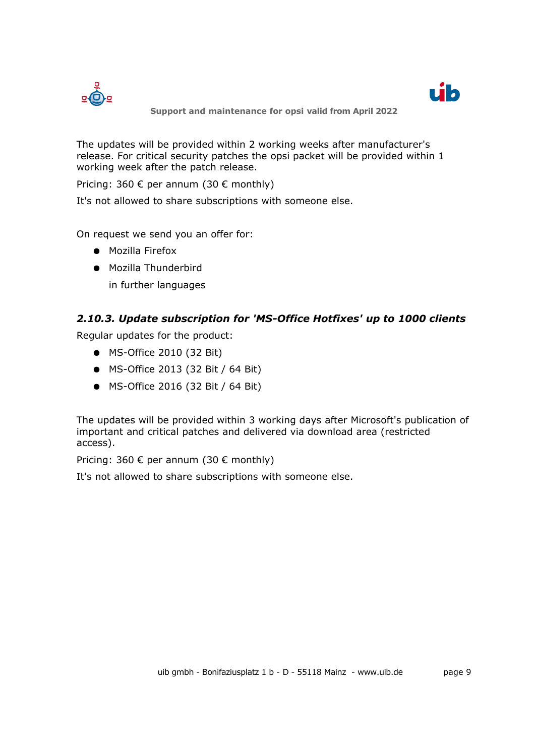The updates will be provided within 2 working weeks after manufacturer's release. For critical security patches the opsi packet will be provided within 1 working week after the patch release.

Pricing: 360 € per annum (30 € monthly)

It's not allowed to share subscriptions with someone else.

On request we send you an offer for:

- Mozilla Firefox
- Mozilla Thunderbird

  in further languages

### *2.10.3. Update subscription for 'MS-Office Hotfixes' up to 1000 clients*

Regular updates for the product:

- MS-Office 2010 (32 Bit)
- MS-Office 2013 (32 Bit / 64 Bit)
- MS-Office 2016 (32 Bit / 64 Bit)

The updates will be provided within 3 working days after Microsoft's publication of important and critical patches and delivered via download area (restricted access).

Pricing: 360 € per annum (30 € monthly)

It's not allowed to share subscriptions with someone else.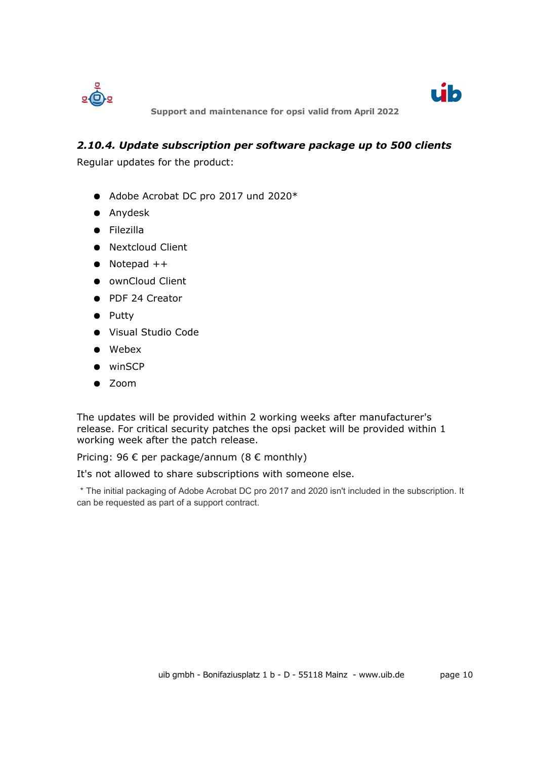### *2.10.4. Update subscription per software package up to 500 clients*

Regular updates for the product:

- Adobe Acrobat DC pro 2017 und 2020*
- Anydesk
- Filezilla
- Nextcloud Client
- Notepad ++
- ownCloud Client
- PDF 24 Creator
- Putty
- Visual Studio Code
- Webex
- winSCP
- Zoom

The updates will be provided within 2 working weeks after manufacturer's release. For critical security patches the opsi packet will be provided within 1 working week after the patch release.

Pricing: 96 € per package/annum (8 € monthly)

It's not allowed to share subscriptions with someone else.

\* The initial packaging of Adobe Acrobat DC pro 2017 and 2020 isn't included in the subscription. It can be requested as part of a support contract.